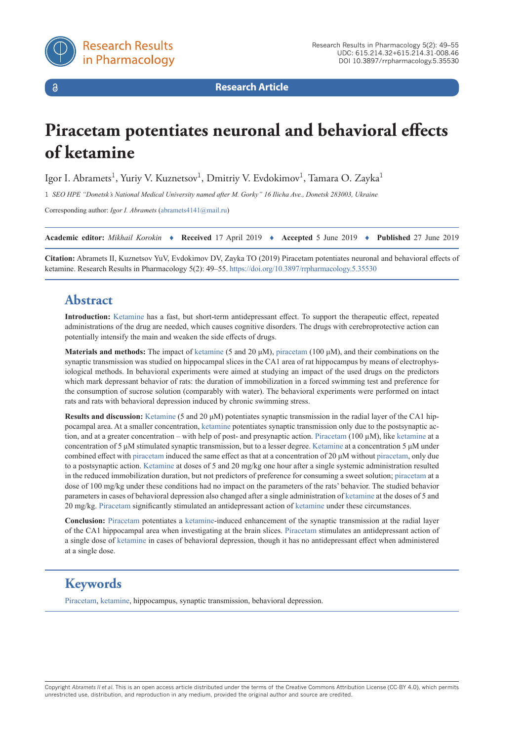Research Article

# Piracetam potentiates neuronal and behavioral effects of ketamine

Igor I. Abramets[1], Yuriy V. Kuznetsov[1], Dmitriy V. Evdokimov[1], Tamara O. Zayka[1]

1 *SEO HPE "Donetsk's National Medical University named after M. Gorky" 16 Ilicha Ave., Donetsk 283003, Ukraine*

Corresponding author: *Igor I. Abramets* (abramets4141@mail.ru)

**Academic editor:** *Mikhail Korokin* ♦ **Received** 17 April 2019 ♦ **Accepted** 5 June 2019 ♦ **Published** 27 June 2019

**Citation:** Abramets II, Kuznetsov YuV, Evdokimov DV, Zayka TO (2019) Piracetam potentiates neuronal and behavioral effects of ketamine. Research Results in Pharmacology 5(2): 49–55. https://doi.org/10.3897/rrpharmacology.5.35530

## Abstract

**Introduction:** Ketamine has a fast, but short-term antidepressant effect. To support the therapeutic effect, repeated administrations of the drug are needed, which causes cognitive disorders. The drugs with cerebroprotective action can potentially intensify the main and weaken the side effects of drugs.

**Materials and methods:** The impact of ketamine (5 and 20 μM), piracetam (100 μM), and their combinations on the synaptic transmission was studied on hippocampal slices in the CA1 area of rat hippocampus by means of electrophysiological methods. In behavioral experiments were aimed at studying an impact of the used drugs on the predictors which mark depressant behavior of rats: the duration of immobilization in a forced swimming test and preference for the consumption of sucrose solution (comparably with water). The behavioral experiments were performed on intact rats and rats with behavioral depression induced by chronic swimming stress.

**Results and discussion:** Ketamine (5 and 20 μM) potentiates synaptic transmission in the radial layer of the CA1 hippocampal area. At a smaller concentration, ketamine potentiates synaptic transmission only due to the postsynaptic action, and at a greater concentration – with help of post- and presynaptic action. Piracetam (100 μM), like ketamine at a concentration 5 μM stimulated synaptic transmission, but to a lesser degree. Ketamine at a concentration 5 μM under combined effect with piracetam induced the same effect as that at a concentration of 20 μM without piracetam, only due to a postsynaptic action. Ketamine at doses of 5 and 20 mg/kg one hour after a single systemic administration resulted in the reduced immobilization duration, but not predictors of preference for consuming a sweet solution; piracetam at a dose of 100 mg/kg under these conditions had no impact on the parameters of the rats' behavior. The studied behavior parameters in cases of behavioral depression also changed after a single administration of ketamine at the doses of 5 and 20 mg/kg. Piracetam significantly stimulated an antidepressant action of ketamine under these circumstances.

**Conclusion:** Piracetam potentiates a ketamine-induced enhancement of the synaptic transmission at the radial layer of the CA1 hippocampal area when investigating at the brain slices. Piracetam stimulates an antidepressant action of a single dose of ketamine in cases of behavioral depression, though it has no antidepressant effect when administered at a single dose.

## Keywords

Piracetam, ketamine, hippocampus, synaptic transmission, behavioral depression.

Copyright *Abramets II et al.* This is an open access article distributed under the terms of the Creative Commons Attribution License (CC-BY 4.0), which permits unrestricted use, distribution, and reproduction in any medium, provided the original author and source are credited.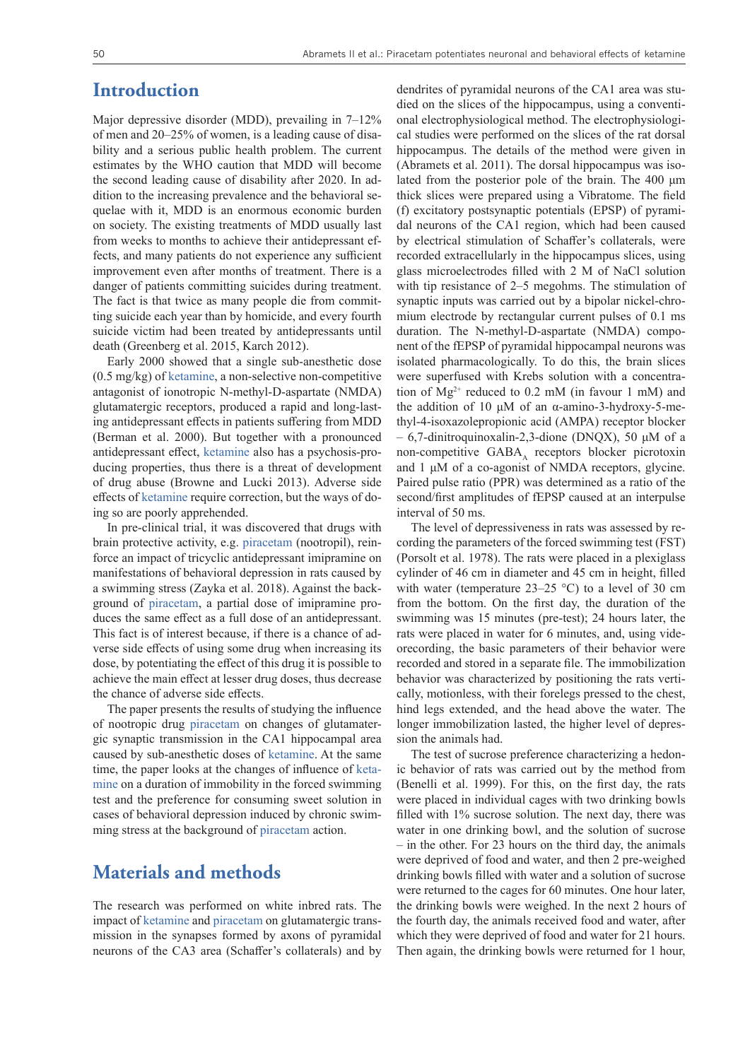## Introduction

Major depressive disorder (MDD), prevailing in 7–12% of men and 20–25% of women, is a leading cause of disability and a serious public health problem. The current estimates by the WHO caution that MDD will become the second leading cause of disability after 2020. In addition to the increasing prevalence and the behavioral sequelae with it, MDD is an enormous economic burden on society. The existing treatments of MDD usually last from weeks to months to achieve their antidepressant effects, and many patients do not experience any sufficient improvement even after months of treatment. There is a danger of patients committing suicides during treatment. The fact is that twice as many people die from committing suicide each year than by homicide, and every fourth suicide victim had been treated by antidepressants until death (Greenberg et al. 2015, Karch 2012).

Early 2000 showed that a single sub-anesthetic dose (0.5 mg/kg) of ketamine, a non-selective non-competitive antagonist of ionotropic N-methyl-D-aspartate (NMDA) glutamatergic receptors, produced a rapid and long-lasting antidepressant effects in patients suffering from MDD (Berman et al. 2000). But together with a pronounced antidepressant effect, ketamine also has a psychosis-producing properties, thus there is a threat of development of drug abuse (Browne and Lucki 2013). Adverse side effects of ketamine require correction, but the ways of doing so are poorly apprehended.

In pre-clinical trial, it was discovered that drugs with brain protective activity, e.g. piracetam (nootropil), reinforce an impact of tricyclic antidepressant imipramine on manifestations of behavioral depression in rats caused by a swimming stress (Zayka et al. 2018). Against the background of piracetam, a partial dose of imipramine produces the same effect as a full dose of an antidepressant. This fact is of interest because, if there is a chance of adverse side effects of using some drug when increasing its dose, by potentiating the effect of this drug it is possible to achieve the main effect at lesser drug doses, thus decrease the chance of adverse side effects.

The paper presents the results of studying the influence of nootropic drug piracetam on changes of glutamatergic synaptic transmission in the CA1 hippocampal area caused by sub-anesthetic doses of ketamine. At the same time, the paper looks at the changes of influence of ketamine on a duration of immobility in the forced swimming test and the preference for consuming sweet solution in cases of behavioral depression induced by chronic swimming stress at the background of piracetam action.

## Materials and methods

The research was performed on white inbred rats. The impact of ketamine and piracetam on glutamatergic transmission in the synapses formed by axons of pyramidal neurons of the CA3 area (Schaffer's collaterals) and by dendrites of pyramidal neurons of the CA1 area was studied on the slices of the hippocampus, using a conventional electrophysiological method. The electrophysiological studies were performed on the slices of the rat dorsal hippocampus. The details of the method were given in (Abramets et al. 2011). The dorsal hippocampus was isolated from the posterior pole of the brain. The 400 μm thick slices were prepared using a Vibratome. The field (f) excitatory postsynaptic potentials (EPSP) of pyramidal neurons of the CA1 region, which had been caused by electrical stimulation of Schaffer's collaterals, were recorded extracellularly in the hippocampus slices, using glass microelectrodes filled with 2 M of NaCl solution with tip resistance of 2–5 megohms. The stimulation of synaptic inputs was carried out by a bipolar nickel-chromium electrode by rectangular current pulses of 0.1 ms duration. The N-methyl-D-aspartate (NMDA) component of the fEPSP of pyramidal hippocampal neurons was isolated pharmacologically. To do this, the brain slices were superfused with Krebs solution with a concentration of $Mg^{2+}$ reduced to 0.2 mM (in favour 1 mM) and the addition of 10 μM of an α-amino-3-hydroxy-5-methyl-4-isoxazolepropionic acid (AMPA) receptor blocker – 6,7-dinitroquinoxalin-2,3-dione (DNQX), 50 μM of a non-competitive $GABA_A$ receptors blocker picrotoxin and 1 μM of a co-agonist of NMDA receptors, glycine. Paired pulse ratio (PPR) was determined as a ratio of the second/first amplitudes of fEPSP caused at an interpulse interval of 50 ms.

The level of depressiveness in rats was assessed by recording the parameters of the forced swimming test (FST) (Porsolt et al. 1978). The rats were placed in a plexiglass cylinder of 46 cm in diameter and 45 cm in height, filled with water (temperature 23–25 °C) to a level of 30 cm from the bottom. On the first day, the duration of the swimming was 15 minutes (pre-test); 24 hours later, the rats were placed in water for 6 minutes, and, using videorecording, the basic parameters of their behavior were recorded and stored in a separate file. The immobilization behavior was characterized by positioning the rats vertically, motionless, with their forelegs pressed to the chest, hind legs extended, and the head above the water. The longer immobilization lasted, the higher level of depression the animals had.

The test of sucrose preference characterizing a hedonic behavior of rats was carried out by the method from (Benelli et al. 1999). For this, on the first day, the rats were placed in individual cages with two drinking bowls filled with 1% sucrose solution. The next day, there was water in one drinking bowl, and the solution of sucrose – in the other. For 23 hours on the third day, the animals were deprived of food and water, and then 2 pre-weighed drinking bowls filled with water and a solution of sucrose were returned to the cages for 60 minutes. One hour later, the drinking bowls were weighed. In the next 2 hours of the fourth day, the animals received food and water, after which they were deprived of food and water for 21 hours. Then again, the drinking bowls were returned for 1 hour,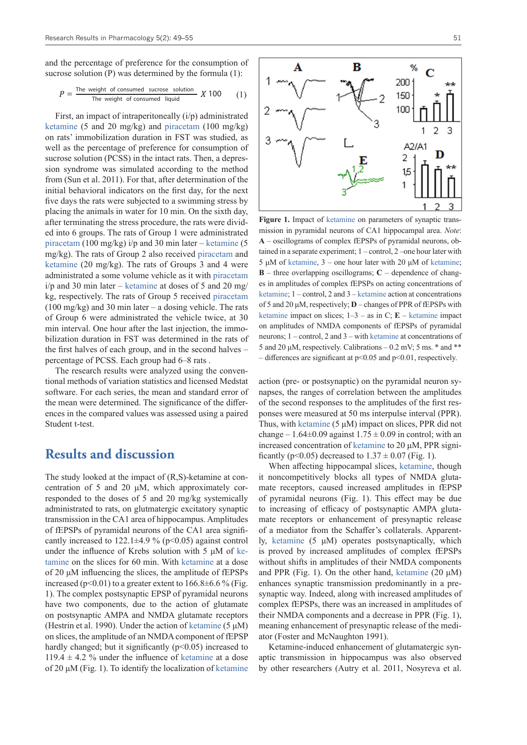and the percentage of preference for the consumption of sucrose solution (P) was determined by the formula (1):

$$P = \frac{\text{The weight of consumed sucrose solution}}{\text{The weight of consumed liquid}} X\ 100 \quad (1)$$

First, an impact of intraperitoneally (i/p) administrated ketamine (5 and 20 mg/kg) and piracetam (100 mg/kg) on rats' immobilization duration in FST was studied, as well as the percentage of preference for consumption of sucrose solution (PCSS) in the intact rats. Then, a depression syndrome was simulated according to the method from (Sun et al. 2011). For that, after determination of the initial behavioral indicators on the first day, for the next five days the rats were subjected to a swimming stress by placing the animals in water for 10 min. On the sixth day, after terminating the stress procedure, the rats were divided into 6 groups. The rats of Group 1 were administrated piracetam (100 mg/kg) i/p and 30 min later – ketamine (5 mg/kg). The rats of Group 2 also received piracetam and ketamine (20 mg/kg). The rats of Groups 3 and 4 were administrated a some volume vehicle as it with piracetam i/p and 30 min later – ketamine at doses of 5 and 20 mg/kg, respectively. The rats of Group 5 received piracetam (100 mg/kg) and 30 min later – a dosing vehicle. The rats of Group 6 were administrated the vehicle twice, at 30 min interval. One hour after the last injection, the immobilization duration in FST was determined in the rats of the first halves of each group, and in the second halves – percentage of PCSS. Each group had 6–8 rats .

The research results were analyzed using the conventional methods of variation statistics and licensed Medstat software. For each series, the mean and standard error of the mean were determined. The significance of the differences in the compared values was assessed using a paired Student t-test.

# Results and discussion

The study looked at the impact of (R,S)-ketamine at concentration of 5 and 20 μM, which approximately corresponded to the doses of 5 and 20 mg/kg systemically administrated to rats, on glutmatergic excitatory synaptic transmission in the CA1 area of hippocampus. Amplitudes of fEPSPs of pyramidal neurons of the CA1 area significantly increased to 122.1±4.9 % ($p<0.05$) against control under the influence of Krebs solution with 5 μM of ketamine on the slices for 60 min. With ketamine at a dose of 20 μM influencing the slices, the amplitude of fEPSPs increased ($p<0.01$) to a greater extent to 166.8±6.6 % (Fig. 1). The complex postsynaptic EPSP of pyramidal neurons have two components, due to the action of glutamate on postsynaptic AMPA and NMDA glutamate receptors (Hestrin et al. 1990). Under the action of ketamine (5 μM) on slices, the amplitude of an NMDA component of fEPSP hardly changed; but it significantly ($p<0.05$) increased to 119.4 ± 4.2 % under the influence of ketamine at a dose of 20 μM (Fig. 1). To identify the localization of ketamine action (pre- or postsynaptic) on the pyramidal neuron synapses, the ranges of correlation between the amplitudes of the second responses to the amplitudes of the first responses were measured at 50 ms interpulse interval (PPR). Thus, with ketamine (5 μM) impact on slices, PPR did not change – 1.64±0.09 against 1.75 ± 0.09 in control; with an increased concentration of ketamine to 20 μM, PPR significantly ($p<0.05$) decreased to 1.37 ± 0.07 (Fig. 1).

**Figure 1.** Impact of ketamine on parameters of synaptic transmission in pyramidal neurons in CA1 hippocampal area. *Note*: **A** – oscillograms of complex fEPSPs of pyramidal neurons, obtained in a separate experiment; 1 – control, 2 –one hour later with 5 μM of ketamine, 3 – one hour later with 20 μM of ketamine; **B** – three overlapping oscillograms; **C** – dependence of changes in amplitudes of complex fEPSPs on acting concentrations of ketamine; 1 – control, 2 and 3 – ketamine action at concentrations of 5 and 20 μM, respectively; **D** – changes of PPR of fEPSPs with ketamine impact on slices; 1–3 – as in C; **E** – ketamine impact on amplitudes of NMDA components of fEPSPs of pyramidal neurons; 1 – control, 2 and 3 – with ketamine at concentrations of 5 and 20 μM, respectively. Calibrations – 0.2 mV; 5 ms. * and ** – differences are significant at $p<0.05$ and $p<0.01$, respectively.

When affecting hippocampal slices, ketamine, though it noncompetitively blocks all types of NMDA glutamate receptors, caused increased amplitudes in fEPSP of pyramidal neurons (Fig. 1). This effect may be due to increasing of efficacy of postsynaptic AMPA glutamate receptors or enhancement of presynaptic release of a mediator from the Schaffer's collaterals. Apparently, ketamine (5 μM) operates postsynaptically, which is proved by increased amplitudes of complex fEPSPs without shifts in amplitudes of their NMDA components and PPR (Fig. 1). On the other hand, ketamine (20 μM) enhances synaptic transmission predominantly in a presynaptic way. Indeed, along with increased amplitudes of complex fEPSPs, there was an increased in amplitudes of their NMDA components and a decrease in PPR (Fig. 1), meaning enhancement of presynaptic release of the mediator (Foster and McNaughton 1991).

Ketamine-induced enhancement of glutamatergic synaptic transmission in hippocampus was also observed by other researchers (Autry et al. 2011, Nosyreva et al.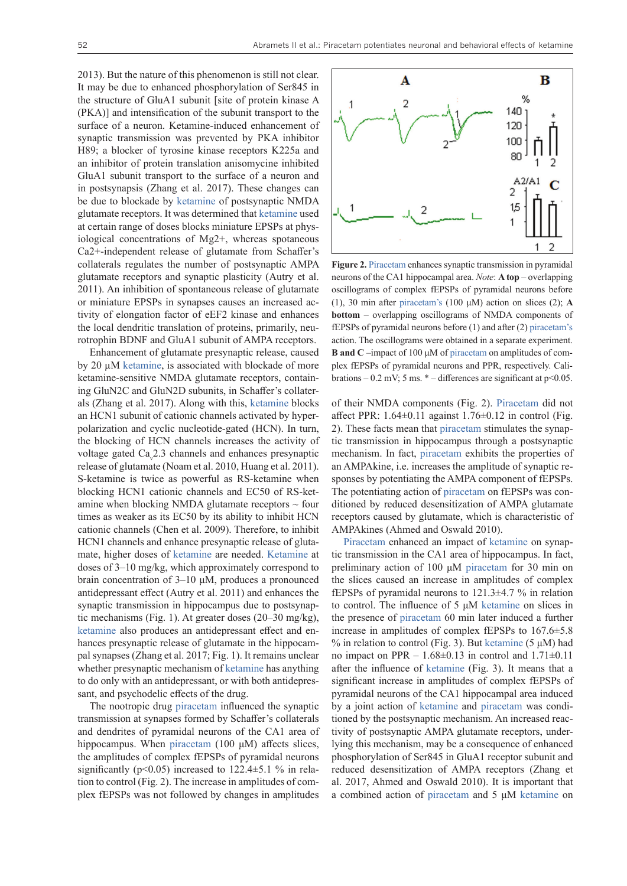2013). But the nature of this phenomenon is still not clear. It may be due to enhanced phosphorylation of Ser845 in the structure of GluA1 subunit [site of protein kinase A (PKA)] and intensification of the subunit transport to the surface of a neuron. Ketamine-induced enhancement of synaptic transmission was prevented by PKA inhibitor H89; a blocker of tyrosine kinase receptors K225a and an inhibitor of protein translation anisomycine inhibited GluA1 subunit transport to the surface of a neuron and in postsynapsis (Zhang et al. 2017). These changes can be due to blockade by ketamine of postsynaptic NMDA glutamate receptors. It was determined that ketamine used at certain range of doses blocks miniature EPSPs at physiological concentrations of Mg2+, whereas spotaneous Ca2+-independent release of glutamate from Schaffer's collaterals regulates the number of postsynaptic AMPA glutamate receptors and synaptic plasticity (Autry et al. 2011). An inhibition of spontaneous release of glutamate or miniature EPSPs in synapses causes an increased activity of elongation factor of eEF2 kinase and enhances the local dendritic translation of proteins, primarily, neurotrophin BDNF and GluA1 subunit of AMPA receptors.

Enhancement of glutamate presynaptic release, caused by 20 µM ketamine, is associated with blockade of more ketamine-sensitive NMDA glutamate receptors, containing GluN2C and GluN2D subunits, in Schaffer's collaterals (Zhang et al. 2017). Along with this, ketamine blocks an HCN1 subunit of cationic channels activated by hyperpolarization and cyclic nucleotide-gated (HCN). In turn, the blocking of HCN channels increases the activity of voltage gated $Ca_v2.3$ channels and enhances presynaptic release of glutamate (Noam et al. 2010, Huang et al. 2011). S-ketamine is twice as powerful as RS-ketamine when blocking HCN1 cationic channels and EC50 of RS-ketamine when blocking NMDA glutamate receptors ~ four times as weaker as its EC50 by its ability to inhibit HCN cationic channels (Chen et al. 2009). Therefore, to inhibit HCN1 channels and enhance presynaptic release of glutamate, higher doses of ketamine are needed. Ketamine at doses of 3–10 mg/kg, which approximately correspond to brain concentration of 3–10 µM, produces a pronounced antidepressant effect (Autry et al. 2011) and enhances the synaptic transmission in hippocampus due to postsynaptic mechanisms (Fig. 1). At greater doses (20–30 mg/kg), ketamine also produces an antidepressant effect and enhances presynaptic release of glutamate in the hippocampal synapses (Zhang et al. 2017; Fig. 1). It remains unclear whether presynaptic mechanism of ketamine has anything to do only with an antidepressant, or with both antidepressant, and psychodelic effects of the drug.

The nootropic drug piracetam influenced the synaptic transmission at synapses formed by Schaffer's collaterals and dendrites of pyramidal neurons of the CA1 area of hippocampus. When piracetam (100 µM) affects slices, the amplitudes of complex fEPSPs of pyramidal neurons significantly ($p<0.05$) increased to 122.4±5.1 % in relation to control (Fig. 2). The increase in amplitudes of complex fEPSPs was not followed by changes in amplitudes of their NMDA components (Fig. 2). Piracetam did not affect PPR: 1.64±0.11 against 1.76±0.12 in control (Fig. 2). These facts mean that piracetam stimulates the synaptic transmission in hippocampus through a postsynaptic mechanism. In fact, piracetam exhibits the properties of an AMPAkine, i.e. increases the amplitude of synaptic responses by potentiating the AMPA component of fEPSPs. The potentiating action of piracetam on fEPSPs was conditioned by reduced desensitization of AMPA glutamate receptors caused by glutamate, which is characteristic of AMPAkines (Ahmed and Oswald 2010).

**Figure 2.** Piracetam enhances synaptic transmission in pyramidal neurons of the CA1 hippocampal area. *Note*: **A top** – overlapping oscillograms of complex fEPSPs of pyramidal neurons before (1), 30 min after piracetam's (100 µM) action on slices (2); **A bottom** – overlapping oscillograms of NMDA components of fEPSPs of pyramidal neurons before (1) and after (2) piracetam's action. The oscillograms were obtained in a separate experiment. **B and C** –impact of 100 µM of piracetam on amplitudes of complex fEPSPs of pyramidal neurons and PPR, respectively. Calibrations – 0.2 mV; 5 ms. * – differences are significant at $p<0.05$.

Piracetam enhanced an impact of ketamine on synaptic transmission in the CA1 area of hippocampus. In fact, preliminary action of 100 µM piracetam for 30 min on the slices caused an increase in amplitudes of complex fEPSPs of pyramidal neurons to 121.3±4.7 % in relation to control. The influence of 5 µM ketamine on slices in the presence of piracetam 60 min later induced a further increase in amplitudes of complex fEPSPs to 167.6±5.8 % in relation to control (Fig. 3). But ketamine (5 µM) had no impact on PPR – 1.68±0.13 in control and 1.71±0.11 after the influence of ketamine (Fig. 3). It means that a significant increase in amplitudes of complex fEPSPs of pyramidal neurons of the CA1 hippocampal area induced by a joint action of ketamine and piracetam was conditioned by the postsynaptic mechanism. An increased reactivity of postsynaptic AMPA glutamate receptors, underlying this mechanism, may be a consequence of enhanced phosphorylation of Ser845 in GluA1 receptor subunit and reduced desensitization of AMPA receptors (Zhang et al. 2017, Ahmed and Oswald 2010). It is important that a combined action of piracetam and 5 µM ketamine on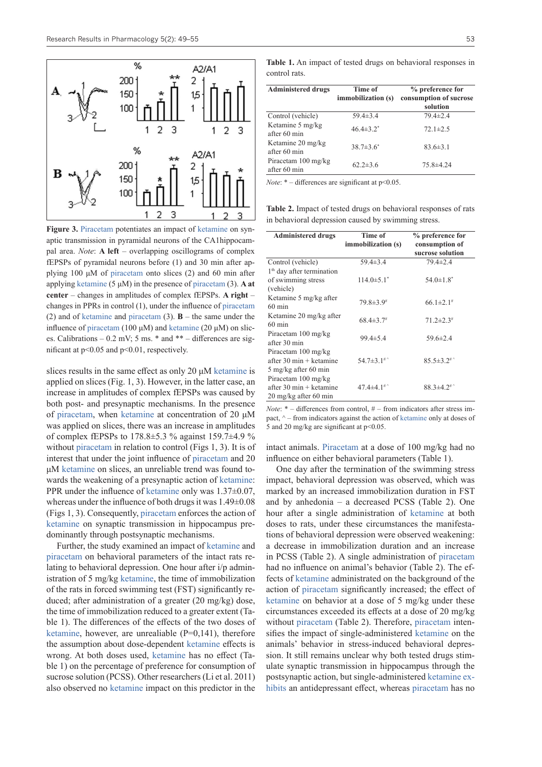Figure 3. Piracetam potentiates an impact of ketamine on synaptic transmission in pyramidal neurons of the CA1hippocampal area. *Note*: **A left** – overlapping oscillograms of complex fEPSPs of pyramidal neurons before (1) and 30 min after applying 100 µM of piracetam onto slices (2) and 60 min after applying ketamine (5 µM) in the presence of piracetam (3). **A at center** – changes in amplitudes of complex fEPSPs. **A right** – changes in PPRs in control (1), under the influence of piracetam (2) and of ketamine and piracetam (3). **B** – the same under the influence of piracetam (100 µM) and ketamine (20 µM) on slices. Calibrations – 0.2 mV; 5 ms. * and ** – differences are significant at p<0.05 and p<0.01, respectively.

slices results in the same effect as only 20 µM ketamine is applied on slices (Fig. 1, 3). However, in the latter case, an increase in amplitudes of complex fEPSPs was caused by both post- and presynaptic mechanisms. In the presence of piracetam, when ketamine at concentration of 20 µM was applied on slices, there was an increase in amplitudes of complex fEPSPs to 178.8±5.3 % against 159.7±4.9 % without piracetam in relation to control (Figs 1, 3). It is of interest that under the joint influence of piracetam and 20 µM ketamine on slices, an unreliable trend was found towards the weakening of a presynaptic action of ketamine: PPR under the influence of ketamine only was 1.37±0.07, whereas under the influence of both drugs it was 1.49±0.08 (Figs 1, 3). Consequently, piracetam enforces the action of ketamine on synaptic transmission in hippocampus predominantly through postsynaptic mechanisms.

Further, the study examined an impact of ketamine and piracetam on behavioral parameters of the intact rats relating to behavioral depression. One hour after i/p administration of 5 mg/kg ketamine, the time of immobilization of the rats in forced swimming test (FST) significantly reduced; after administration of a greater (20 mg/kg) dose, the time of immobilization reduced to a greater extent (Table 1). The differences of the effects of the two doses of ketamine, however, are unreliable (P=0,141), therefore the assumption about dose-dependent ketamine effects is wrong. At both doses used, ketamine has no effect (Table 1) on the percentage of preference for consumption of sucrose solution (PCSS). Other researchers (Li et al. 2011) also observed no ketamine impact on this predictor in the intact animals. Piracetam at a dose of 100 mg/kg had no influence on either behavioral parameters (Table 1).

**Table 1.** An impact of tested drugs on behavioral responses in control rats.

| Administered drugs | Time of immobilization (s) | % preference for consumption of sucrose solution |
|---|---|---|
| Control (vehicle) | 59.4±3.4 | 79.4±2.4 |
| Ketamine 5 mg/kg after 60 min | 46.4±3.2* | 72.1±2.5 |
| Ketamine 20 mg/kg after 60 min | 38.7±3.6* | 83.6±3.1 |
| Piracetam 100 mg/kg after 60 min | 62.2±3.6 | 75.8±4.24 |

*Note*: * – differences are significant at p<0.05.

**Table 2.** Impact of tested drugs on behavioral responses of rats in behavioral depression caused by swimming stress.

| Administered drugs | Time of immobilization (s) | % preference for consumption of sucrose solution |
|---|---|---|
| Control (vehicle) | 59.4±3.4 | 79.4±2.4 |
| 1th day after termination of swimming stress (vehicle) | 114.0±5.1* | 54.0±1.8* |
| Ketamine 5 mg/kg after 60 min | 79.8±3.9# | 66.1±2.1# |
| Ketamine 20 mg/kg after 60 min | 68.4±3.7# | 71.2±2.3# |
| Piracetam 100 mg/kg after 30 min | 99.4±5.4 | 59.6±2.4 |
| Piracetam 100 mg/kg after 30 min + ketamine 5 mg/kg after 60 min | 54.7±3.1#^ | 85.5±3.2#^ |
| Piracetam 100 mg/kg after 30 min + ketamine 20 mg/kg after 60 min | 47.4±4.1#^ | 88.3±4.2#^ |

*Note*: * – differences from control, # – from indicators after stress impact, ^ – from indicators against the action of ketamine only at doses of 5 and 20 mg/kg are significant at p<0.05.

One day after the termination of the swimming stress impact, behavioral depression was observed, which was marked by an increased immobilization duration in FST and by anhedonia – a decreased PCSS (Table 2). One hour after a single administration of ketamine at both doses to rats, under these circumstances the manifestations of behavioral depression were observed weakening: a decrease in immobilization duration and an increase in PCSS (Table 2). A single administration of piracetam had no influence on animal's behavior (Table 2). The effects of ketamine administrated on the background of the action of piracetam significantly increased; the effect of ketamine on behavior at a dose of 5 mg/kg under these circumstances exceeded its effects at a dose of 20 mg/kg without piracetam (Table 2). Therefore, piracetam intensifies the impact of single-administered ketamine on the animals' behavior in stress-induced behavioral depression. It still remains unclear why both tested drugs stimulate synaptic transmission in hippocampus through the postsynaptic action, but single-administered ketamine exhibits an antidepressant effect, whereas piracetam has no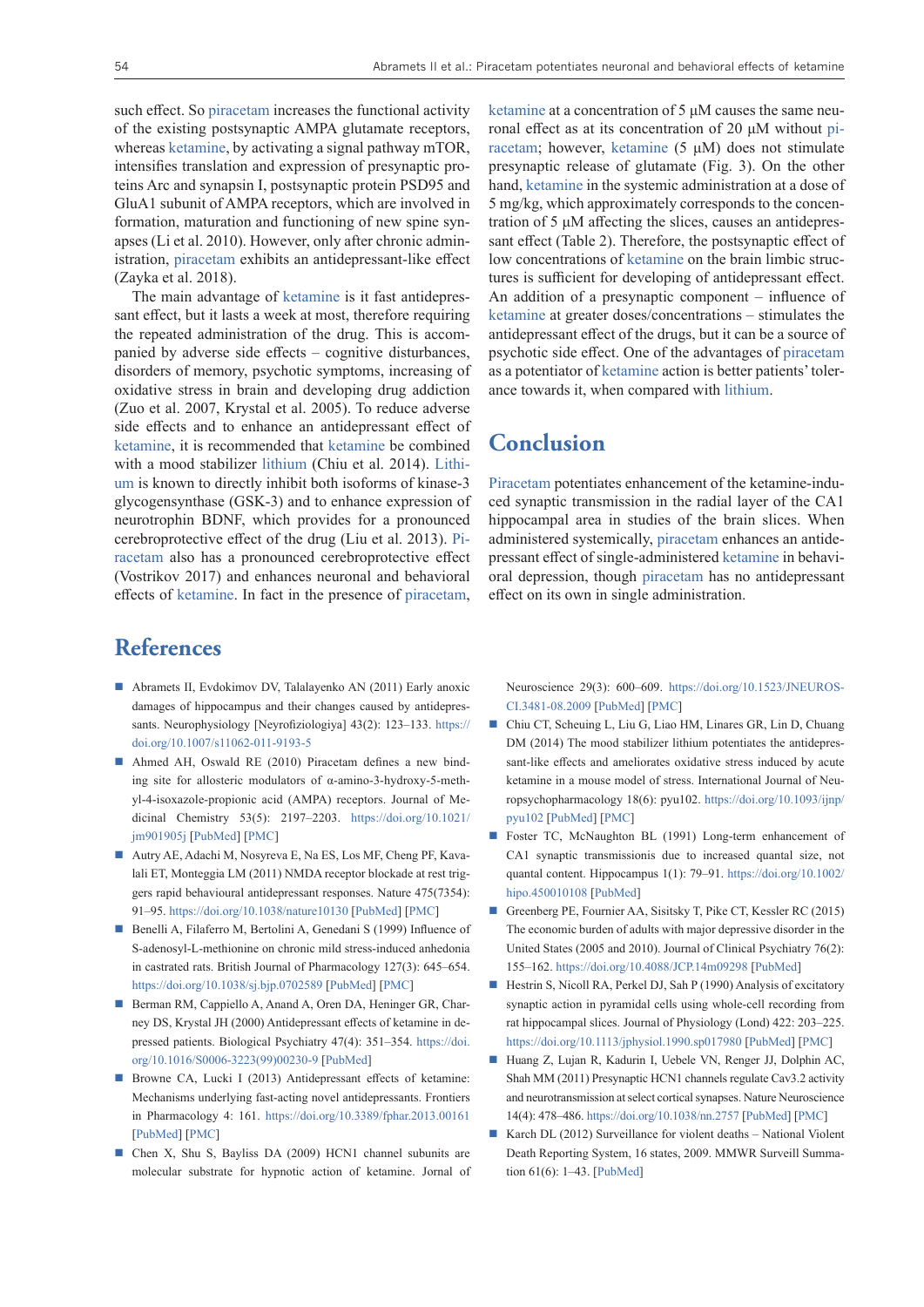such effect. So piracetam increases the functional activity of the existing postsynaptic AMPA glutamate receptors, whereas ketamine, by activating a signal pathway mTOR, intensifies translation and expression of presynaptic proteins Arc and synapsin I, postsynaptic protein PSD95 and GluA1 subunit of AMPA receptors, which are involved in formation, maturation and functioning of new spine synapses (Li et al. 2010). However, only after chronic administration, piracetam exhibits an antidepressant-like effect (Zayka et al. 2018).

The main advantage of ketamine is it fast antidepressant effect, but it lasts a week at most, therefore requiring the repeated administration of the drug. This is accompanied by adverse side effects – cognitive disturbances, disorders of memory, psychotic symptoms, increasing of oxidative stress in brain and developing drug addiction (Zuo et al. 2007, Krystal et al. 2005). To reduce adverse side effects and to enhance an antidepressant effect of ketamine, it is recommended that ketamine be combined with a mood stabilizer lithium (Chiu et al. 2014). Lithium is known to directly inhibit both isoforms of kinase-3 glycogensynthase (GSK-3) and to enhance expression of neurotrophin BDNF, which provides for a pronounced cerebroprotective effect of the drug (Liu et al. 2013). Piracetam also has a pronounced cerebroprotective effect (Vostrikov 2017) and enhances neuronal and behavioral effects of ketamine. In fact in the presence of piracetam, ketamine at a concentration of 5 μM causes the same neuronal effect as at its concentration of 20 μM without piracetam; however, ketamine (5 μM) does not stimulate presynaptic release of glutamate (Fig. 3). On the other hand, ketamine in the systemic administration at a dose of 5 mg/kg, which approximately corresponds to the concentration of 5 μM affecting the slices, causes an antidepressant effect (Table 2). Therefore, the postsynaptic effect of low concentrations of ketamine on the brain limbic structures is sufficient for developing of antidepressant effect. An addition of a presynaptic component – influence of ketamine at greater doses/concentrations – stimulates the antidepressant effect of the drugs, but it can be a source of psychotic side effect. One of the advantages of piracetam as a potentiator of ketamine action is better patients' tolerance towards it, when compared with lithium.

# Conclusion

Piracetam potentiates enhancement of the ketamine-induced synaptic transmission in the radial layer of the CA1 hippocampal area in studies of the brain slices. When administered systemically, piracetam enhances an antidepressant effect of single-administered ketamine in behavioral depression, though piracetam has no antidepressant effect on its own in single administration.

# References

- Abramets II, Evdokimov DV, Talalayenko AN (2011) Early anoxic damages of hippocampus and their changes caused by antidepressants. Neurophysiology [Neyrofiziologiya] 43(2): 123–133. https://doi.org/10.1007/s11062-011-9193-5
- Ahmed AH, Oswald RE (2010) Piracetam defines a new binding site for allosteric modulators of α-amino-3-hydroxy-5-methyl-4-isoxazole-propionic acid (AMPA) receptors. Journal of Medicinal Chemistry 53(5): 2197–2203. https://doi.org/10.1021/jm901905j [PubMed] [PMC]
- Autry AE, Adachi M, Nosyreva E, Na ES, Los MF, Cheng PF, Kavalali ET, Monteggia LM (2011) NMDA receptor blockade at rest triggers rapid behavioural antidepressant responses. Nature 475(7354): 91–95. https://doi.org/10.1038/nature10130 [PubMed] [PMC]
- Benelli A, Filaferro M, Bertolini A, Genedani S (1999) Influence of S-adenosyl-L-methionine on chronic mild stress-induced anhedonia in castrated rats. British Journal of Pharmacology 127(3): 645–654. https://doi.org/10.1038/sj.bjp.0702589 [PubMed] [PMC]
- Berman RM, Cappiello A, Anand A, Oren DA, Heninger GR, Charney DS, Krystal JH (2000) Antidepressant effects of ketamine in depressed patients. Biological Psychiatry 47(4): 351–354. https://doi.org/10.1016/S0006-3223(99)00230-9 [PubMed]
- Browne CA, Lucki I (2013) Antidepressant effects of ketamine: Mechanisms underlying fast-acting novel antidepressants. Frontiers in Pharmacology 4: 161. https://doi.org/10.3389/fphar.2013.00161 [PubMed] [PMC]
- Chen X, Shu S, Bayliss DA (2009) HCN1 channel subunits are molecular substrate for hypnotic action of ketamine. Jornal of Neuroscience 29(3): 600–609. https://doi.org/10.1523/JNEUROSCI.3481-08.2009 [PubMed] [PMC]
- Chiu CT, Scheuing L, Liu G, Liao HM, Linares GR, Lin D, Chuang DM (2014) The mood stabilizer lithium potentiates the antidepressant-like effects and ameliorates oxidative stress induced by acute ketamine in a mouse model of stress. International Journal of Neuropsychopharmacology 18(6): pyu102. https://doi.org/10.1093/ijnp/pyu102 [PubMed] [PMC]
- Foster TC, McNaughton BL (1991) Long-term enhancement of CA1 synaptic transmissionis due to increased quantal size, not quantal content. Hippocampus 1(1): 79–91. https://doi.org/10.1002/hipo.450010108 [PubMed]
- Greenberg PE, Fournier AA, Sisitsky T, Pike CT, Kessler RC (2015) The economic burden of adults with major depressive disorder in the United States (2005 and 2010). Journal of Clinical Psychiatry 76(2): 155–162. https://doi.org/10.4088/JCP.14m09298 [PubMed]
- Hestrin S, Nicoll RA, Perkel DJ, Sah P (1990) Analysis of excitatory synaptic action in pyramidal cells using whole-cell recording from rat hippocampal slices. Journal of Physiology (Lond) 422: 203–225. https://doi.org/10.1113/jphysiol.1990.sp017980 [PubMed] [PMC]
- Huang Z, Lujan R, Kadurin I, Uebele VN, Renger JJ, Dolphin AC, Shah MM (2011) Presynaptic HCN1 channels regulate Cav3.2 activity and neurotransmission at select cortical synapses. Nature Neuroscience 14(4): 478–486. https://doi.org/10.1038/nn.2757 [PubMed] [PMC]
- Karch DL (2012) Surveillance for violent deaths – National Violent Death Reporting System, 16 states, 2009. MMWR Surveill Summation 61(6): 1–43. [PubMed]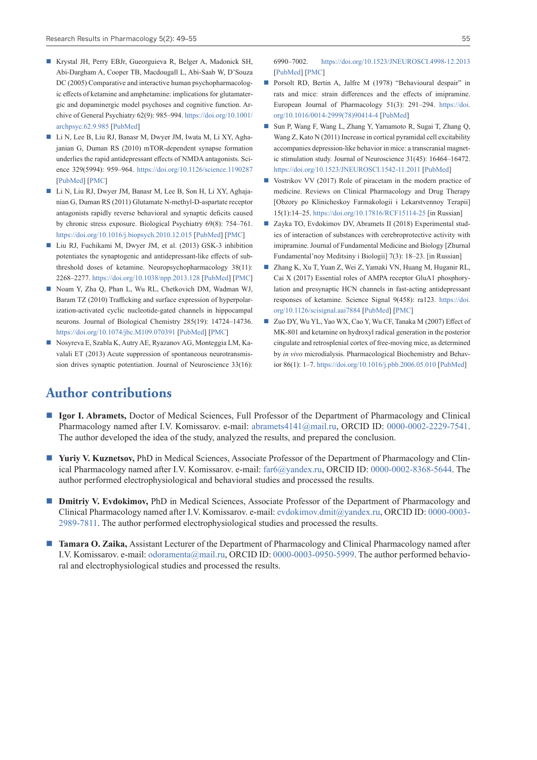- Krystal JH, Perry EBJr, Gueorguieva R, Belger A, Madonick SH, Abi-Dargham A, Cooper TB, Macdougall L, Abi-Saab W, D'Souza DC (2005) Comparative and interactive human psychopharmacologic effects of ketamine and amphetamine: implications for glutamatergic and dopaminergic model psychoses and cognitive function. Archive of General Psychiatry 62(9): 985–994. https://doi.org/10.1001/archpsyc.62.9.985 [PubMed]
- Li N, Lee B, Liu RJ, Banasr M, Dwyer JM, Iwata M, Li XY, Aghajanian G, Duman RS (2010) mTOR-dependent synapse formation underlies the rapid antidepressant effects of NMDA antagonists. Science 329(5994): 959–964. https://doi.org/10.1126/science.1190287 [PubMed] [PMC]
- Li N, Liu RJ, Dwyer JM, Banasr M, Lee B, Son H, Li XY, Aghajanian G, Duman RS (2011) Glutamate N-methyl-D-aspartate receptor antagonists rapidly reverse behavioral and synaptic deficits caused by chronic stress exposure. Biological Psychiatry 69(8): 754–761. https://doi.org/10.1016/j.biopsych.2010.12.015 [PubMed] [PMC]
- Liu RJ, Fuchikami M, Dwyer JM, et al. (2013) GSK-3 inhibition potentiates the synaptogenic and antidepressant-like effects of subthreshold doses of ketamine. Neuropsychopharmacology 38(11): 2268–2277. https://doi.org/10.1038/npp.2013.128 [PubMed] [PMC]
- Noam Y, Zha Q, Phan L, Wu RL, Chetkovich DM, Wadman WJ, Baram TZ (2010) Trafficking and surface expression of hyperpolarization-activated cyclic nucleotide-gated channels in hippocampal neurons. Journal of Biological Chemistry 285(19): 14724–14736. https://doi.org/10.1074/jbc.M109.070391 [PubMed] [PMC]
- Nosyreva E, Szabla K, Autry AE, Ryazanov AG, Monteggia LM, Kavalali ET (2013) Acute suppression of spontaneous neurotransmission drives synaptic potentiation. Journal of Neuroscience 33(16): 6990–7002. https://doi.org/10.1523/JNEUROSCI.4998-12.2013 [PubMed] [PMC]
- Porsolt RD, Bertin A, Jalfre M (1978) "Behavioural despair" in rats and mice: strain differences and the effects of imipramine. European Journal of Pharmacology 51(3): 291–294. https://doi.org/10.1016/0014-2999(78)90414-4 [PubMed]
- Sun P, Wang F, Wang L, Zhang Y, Yamamoto R, Sugai T, Zhang Q, Wang Z, Kato N (2011) Increase in cortical pyramidal cell excitability accompanies depression-like behavior in mice: a transcranial magnetic stimulation study. Journal of Neuroscience 31(45): 16464–16472. https://doi.org/10.1523/JNEUROSCI.1542-11.2011 [PubMed]
- Vostrikov VV (2017) Role of piracetam in the modern practice of medicine. Reviews on Clinical Pharmacology and Drug Therapy [Obzory po Klinicheskoy Farmakologii i Lekarstvennoy Terapii] 15(1):14–25. https://doi.org/10.17816/RCF15114-25 [in Russian]
- Zayka TO, Evdokimov DV, Abramets II (2018) Experimental studies of interaction of substances with cerebroprotective activity with imipramine. Journal of Fundamental Medicine and Biology [Zhurnal Fundamental'noy Meditsiny i Biologii] 7(3): 18–23. [in Russian]
- Zhang K, Xu T, Yuan Z, Wei Z, Yamaki VN, Huang M, Huganir RL, Cai X (2017) Essential roles of AMPA receptor GluA1 phosphorylation and presynaptic HCN channels in fast-acting antidepressant responses of ketamine. Science Signal 9(458): ra123. https://doi.org/10.1126/scisignal.aai7884 [PubMed] [PMC]
- Zuo DY, Wu YL, Yao WX, Cao Y, Wu CF, Tanaka M (2007) Effect of MK-801 and ketamine on hydroxyl radical generation in the posterior cingulate and retrosplenial cortex of free-moving mice, as determined by *in vivo* microdialysis. Pharmacological Biochemistry and Behavior 86(1): 1–7. https://doi.org/10.1016/j.pbb.2006.05.010 [PubMed]

## Author contributions

- **Igor I. Abramets,** Doctor of Medical Sciences, Full Professor of the Department of Pharmacology and Clinical Pharmacology named after I.V. Komissarov. e-mail: abramets4141@mail.ru, ORCID ID: 0000-0002-2229-7541. The author developed the idea of the study, analyzed the results, and prepared the conclusion.
- **Yuriy V. Kuznetsov,** PhD in Medical Sciences, Associate Professor of the Department of Pharmacology and Clinical Pharmacology named after I.V. Komissarov. e-mail: far6@yandex.ru, ORCID ID: 0000-0002-8368-5644. The author performed electrophysiological and behavioral studies and processed the results.
- **Dmitriy V. Evdokimov,** PhD in Medical Sciences, Associate Professor of the Department of Pharmacology and Clinical Pharmacology named after I.V. Komissarov. e-mail: evdokimov.dmit@yandex.ru, ORCID ID: 0000-0003-2989-7811. The author performed electrophysiological studies and processed the results.
- **Tamara O. Zaika,** Assistant Lecturer of the Department of Pharmacology and Clinical Pharmacology named after I.V. Komissarov. e-mail: odoramenta@mail.ru, ORCID ID: 0000-0003-0950-5999. The author performed behavioral and electrophysiological studies and processed the results.